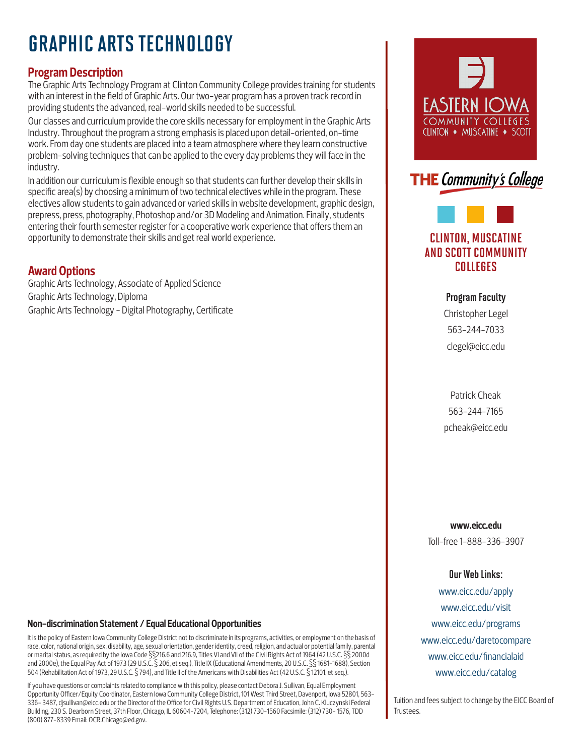# GRAPHIC ARTS TECHNOLOGY

## Program Description

The Graphic Arts Technology Program at Clinton Community College provides training for students with an interest in the field of Graphic Arts. Our two-year program has a proven track record in providing students the advanced, real-world skills needed to be successful.

Our classes and curriculum provide the core skills necessary for employment in the Graphic Arts Industry. Throughout the program a strong emphasis is placed upon detail-oriented, on-time work. From day one students are placed into a team atmosphere where they learn constructive problem-solving techniques that can be applied to the every day problems they will face in the industry.

In addition our curriculum is flexible enough so that students can further develop their skills in specific area(s) by choosing a minimum of two technical electives while in the program. These electives allow students to gain advanced or varied skills in website development, graphic design, prepress, press, photography, Photoshop and/or 3D Modeling and Animation. Finally, students entering their fourth semester register for a cooperative work experience that offers them an opportunity to demonstrate their skills and get real world experience.

## Award Options

Graphic Arts Technology, Associate of Applied Science

Graphic Arts Technology, Diploma

Graphic Arts Technology - Digital Photography, Certificate

EASTERN IOWA COMMUNITY COLLEGES

CLINTON • MUSCATINE • SCOTT

THE *Community's College*

## CLINTON, MUSCATINE AND SCOTT COMMUNITY COLLEGES

### Program Faculty

Christopher Legel
563-244-7033
clegel@eicc.edu

Patrick Cheak
563-244-7165
pcheak@eicc.edu

**www.eicc.edu**
Toll-free 1-888-336-3907

### Our Web Links:

www.eicc.edu/apply
www.eicc.edu/visit
www.eicc.edu/programs
www.eicc.edu/daretocompare
www.eicc.edu/financialaid
www.eicc.edu/catalog

Tuition and fees subject to change by the EICC Board of Trustees.

### Non-discrimination Statement / Equal Educational Opportunities

It is the policy of Eastern Iowa Community College District not to discriminate in its programs, activities, or employment on the basis of race, color, national origin, sex, disability, age, sexual orientation, gender identity, creed, religion, and actual or potential family, parental or marital status, as required by the Iowa Code §§216.6 and 216.9, Titles VI and VII of the Civil Rights Act of 1964 (42 U.S.C. §§ 2000d and 2000e), the Equal Pay Act of 1973 (29 U.S.C. § 206, et seq.), Title IX (Educational Amendments, 20 U.S.C. §§ 1681-1688), Section 504 (Rehabilitation Act of 1973, 29 U.S.C. § 794), and Title II of the Americans with Disabilities Act (42 U.S.C. § 12101, et seq.).

If you have questions or complaints related to compliance with this policy, please contact Debora J. Sullivan, Equal Employment Opportunity Officer/Equity Coordinator, Eastern Iowa Community College District, 101 West Third Street, Davenport, Iowa 52801, 563-336- 3487, djsullivan@eicc.edu or the Director of the Office for Civil Rights U.S. Department of Education, John C. Kluczynski Federal Building, 230 S. Dearborn Street, 37th Floor, Chicago, IL 60604-7204, Telephone: (312) 730-1560 Facsimile: (312) 730- 1576, TDD (800) 877-8339 Email: OCR.Chicago@ed.gov.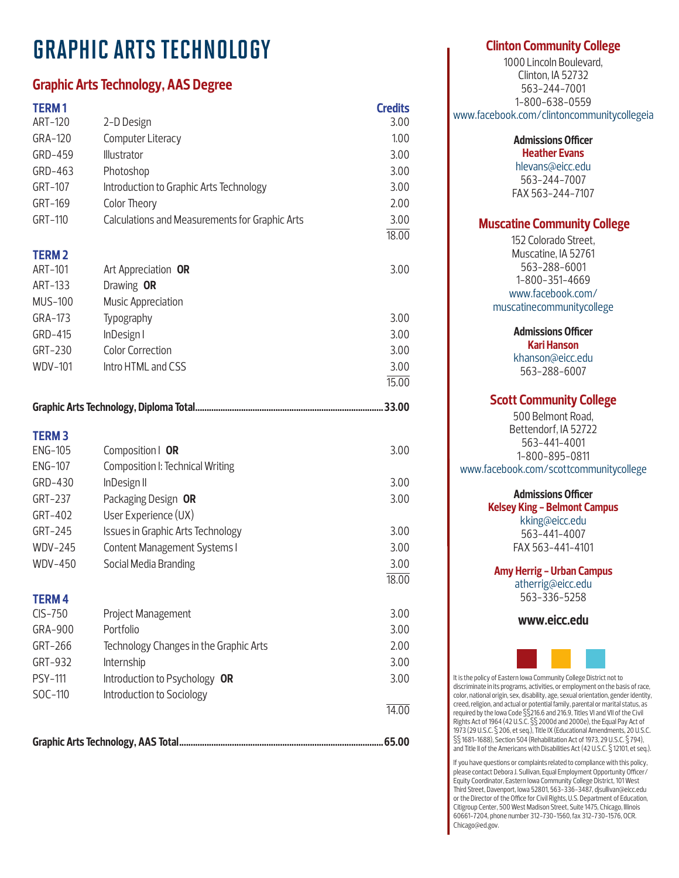# GRAPHIC ARTS TECHNOLOGY

## Graphic Arts Technology, AAS Degree

| | | Credits |
|---|---|---|
| **TERM 1** | | |
| ART-120 | 2-D Design | 3.00 |
| GRA-120 | Computer Literacy | 1.00 |
| GRD-459 | Illustrator | 3.00 |
| GRD-463 | Photoshop | 3.00 |
| GRT-107 | Introduction to Graphic Arts Technology | 3.00 |
| GRT-169 | Color Theory | 2.00 |
| GRT-110 | Calculations and Measurements for Graphic Arts | 3.00 |
| | | 18.00 |
| **TERM 2** | | |
| ART-101 | Art Appreciation **OR** | 3.00 |
| ART-133 | Drawing **OR** | |
| MUS-100 | Music Appreciation | |
| GRA-173 | Typography | 3.00 |
| GRD-415 | InDesign I | 3.00 |
| GRT-230 | Color Correction | 3.00 |
| WDV-101 | Intro HTML and CSS | 3.00 |
| | | 15.00 |

**Graphic Arts Technology, Diploma Total........................................33.00**

| | | |
|---|---|---|
| **TERM 3** | | |
| ENG-105 | Composition I **OR** | 3.00 |
| ENG-107 | Composition I: Technical Writing | |
| GRD-430 | InDesign II | 3.00 |
| GRT-237 | Packaging Design **OR** | 3.00 |
| GRT-402 | User Experience (UX) | |
| GRT-245 | Issues in Graphic Arts Technology | 3.00 |
| WDV-245 | Content Management Systems I | 3.00 |
| WDV-450 | Social Media Branding | 3.00 |
| | | 18.00 |
| **TERM 4** | | |
| CIS-750 | Project Management | 3.00 |
| GRA-900 | Portfolio | 3.00 |
| GRT-266 | Technology Changes in the Graphic Arts | 2.00 |
| GRT-932 | Internship | 3.00 |
| PSY-111 | Introduction to Psychology **OR** | 3.00 |
| SOC-110 | Introduction to Sociology | |
| | | 14.00 |

**Graphic Arts Technology, AAS Total........................................65.00**

### Clinton Community College

1000 Lincoln Boulevard,
Clinton, IA 52732
563-244-7001
1-800-638-0559
www.facebook.com/clintoncommunitycollegeia

**Admissions Officer**
**Heather Evans**
hlevans@eicc.edu
563-244-7007
FAX 563-244-7107

### Muscatine Community College

152 Colorado Street,
Muscatine, IA 52761
563-288-6001
1-800-351-4669
www.facebook.com/muscatinecommunitycollege

**Admissions Officer**
**Kari Hanson**
khanson@eicc.edu
563-288-6007

### Scott Community College

500 Belmont Road,
Bettendorf, IA 52722
563-441-4001
1-800-895-0811
www.facebook.com/scottcommunitycollege

**Admissions Officer**
**Kelsey King – Belmont Campus**
kking@eicc.edu
563-441-4007
FAX 563-441-4101

**Amy Herrig – Urban Campus**
atherrig@eicc.edu
563-336-5258

**www.eicc.edu**

It is the policy of Eastern Iowa Community College District not to discriminate in its programs, activities, or employment on the basis of race, color, national origin, sex, disability, age, sexual orientation, gender identity, creed, religion, and actual or potential family, parental or marital status, as required by the Iowa Code §§216.6 and 216.9, Titles VI and VII of the Civil Rights Act of 1964 (42 U.S.C. §§ 2000d and 2000e), the Equal Pay Act of 1973 (29 U.S.C. § 206, et seq.), Title IX (Educational Amendments, 20 U.S.C. §§ 1681-1688), Section 504 (Rehabilitation Act of 1973, 29 U.S.C. § 794), and Title II of the Americans with Disabilities Act (42 U.S.C. § 12101, et seq.).

If you have questions or complaints related to compliance with this policy, please contact Debora J. Sullivan, Equal Employment Opportunity Officer/Equity Coordinator, Eastern Iowa Community College District, 101 West Third Street, Davenport, Iowa 52801, 563-336-3487, djsullivan@eicc.edu or the Director of the Office for Civil Rights, U.S. Department of Education, Citigroup Center, 500 West Madison Street, Suite 1475, Chicago, Illinois 60661-7204, phone number 312-730-1560, fax 312-730-1576, OCR.Chicago@ed.gov.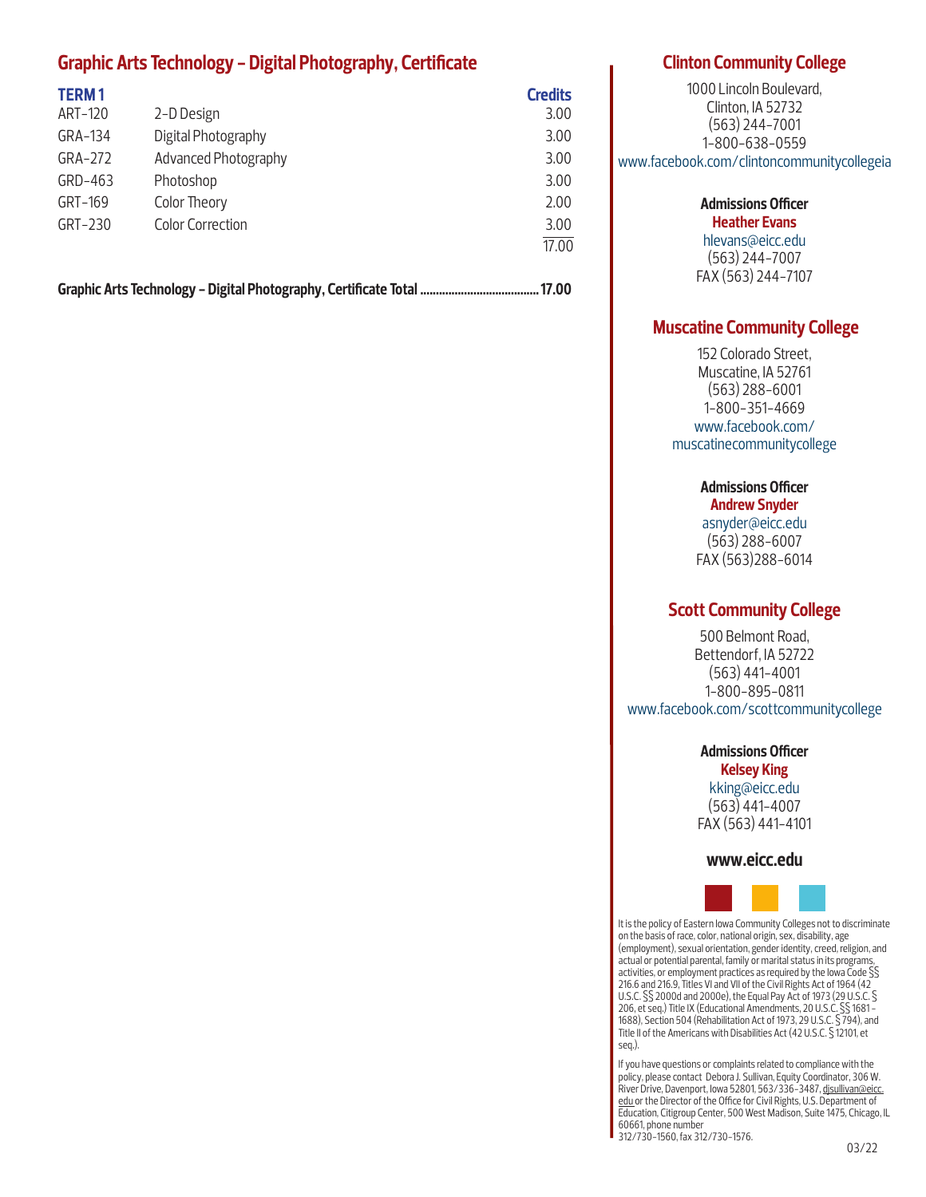## Graphic Arts Technology – Digital Photography, Certificate

| TERM 1 | | Credits |
|---|---|---|
| ART-120 | 2-D Design | 3.00 |
| GRA-134 | Digital Photography | 3.00 |
| GRA-272 | Advanced Photography | 3.00 |
| GRD-463 | Photoshop | 3.00 |
| GRT-169 | Color Theory | 2.00 |
| GRT-230 | Color Correction | 3.00 |
| | | 17.00 |

**Graphic Arts Technology – Digital Photography, Certificate Total ...................................... 17.00**

### Clinton Community College

1000 Lincoln Boulevard,
Clinton, IA 52732
(563) 244-7001
1-800-638-0559
www.facebook.com/clintoncommunitycollegeia

**Admissions Officer**
**Heather Evans**
hlevans@eicc.edu
(563) 244-7007
FAX (563) 244-7107

### Muscatine Community College

152 Colorado Street,
Muscatine, IA 52761
(563) 288-6001
1-800-351-4669
www.facebook.com/muscatinecommunitycollege

**Admissions Officer**
**Andrew Snyder**
asnyder@eicc.edu
(563) 288-6007
FAX (563)288-6014

### Scott Community College

500 Belmont Road,
Bettendorf, IA 52722
(563) 441-4001
1-800-895-0811
www.facebook.com/scottcommunitycollege

**Admissions Officer**
**Kelsey King**
kking@eicc.edu
(563) 441-4007
FAX (563) 441-4101

**www.eicc.edu**

It is the policy of Eastern Iowa Community Colleges not to discriminate on the basis of race, color, national origin, sex, disability, age (employment), sexual orientation, gender identity, creed, religion, and actual or potential parental, family or marital status in its programs, activities, or employment practices as required by the Iowa Code §§ 216.6 and 216.9, Titles VI and VII of the Civil Rights Act of 1964 (42 U.S.C. §§ 2000d and 2000e), the Equal Pay Act of 1973 (29 U.S.C. § 206, et seq.) Title IX (Educational Amendments, 20 U.S.C. §§ 1681 – 1688), Section 504 (Rehabilitation Act of 1973, 29 U.S.C. § 794), and Title II of the Americans with Disabilities Act (42 U.S.C. § 12101, et seq.).

If you have questions or complaints related to compliance with the policy, please contact Debora J. Sullivan, Equity Coordinator, 306 W. River Drive, Davenport, Iowa 52801, 563/336-3487, djsullivan@eicc.edu or the Director of the Office for Civil Rights, U.S. Department of Education, Citigroup Center, 500 West Madison, Suite 1475, Chicago, IL 60661, phone number 312/730-1560, fax 312/730-1576.

03/22